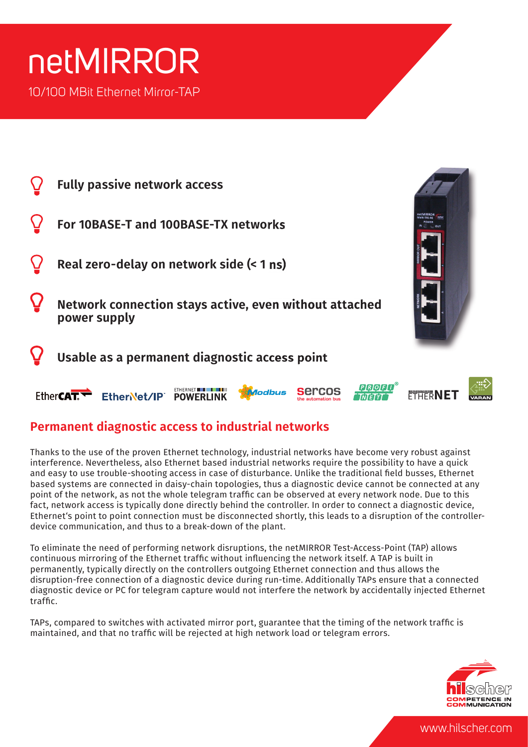# netMIRROR

10/100 MBit Ethernet Mirror-TAP

- **Fully passive network access**
- **For 10BASE-T and 100BASE-TX networks**
- **Real zero-delay on network side (< 1 ns)**
- **Network connection stays active, even without attached power supply**
- **Usable as a permanent diagnostic access point**

EtherCAT EtherNet/IP ETHERNET POWERLINK Modbus sercos the automation bus PROFINET INDUSTRIAL ETHERNET VARAN

## Permanent diagnostic access to industrial networks

Thanks to the use of the proven Ethernet technology, industrial networks have become very robust against interference. Nevertheless, also Ethernet based industrial networks require the possibility to have a quick and easy to use trouble-shooting access in case of disturbance. Unlike the traditional field busses, Ethernet based systems are connected in daisy-chain topologies, thus a diagnostic device cannot be connected at any point of the network, as not the whole telegram traffic can be observed at every network node. Due to this fact, network access is typically done directly behind the controller. In order to connect a diagnostic device, Ethernet's point to point connection must be disconnected shortly, this leads to a disruption of the controller-device communication, and thus to a break-down of the plant.

To eliminate the need of performing network disruptions, the netMIRROR Test-Access-Point (TAP) allows continuous mirroring of the Ethernet traffic without influencing the network itself. A TAP is built in permanently, typically directly on the controllers outgoing Ethernet connection and thus allows the disruption-free connection of a diagnostic device during run-time. Additionally TAPs ensure that a connected diagnostic device or PC for telegram capture would not interfere the network by accidentally injected Ethernet traffic.

TAPs, compared to switches with activated mirror port, guarantee that the timing of the network traffic is maintained, and that no traffic will be rejected at high network load or telegram errors.

hilscher COMPETENCE IN COMMUNICATION

www.hilscher.com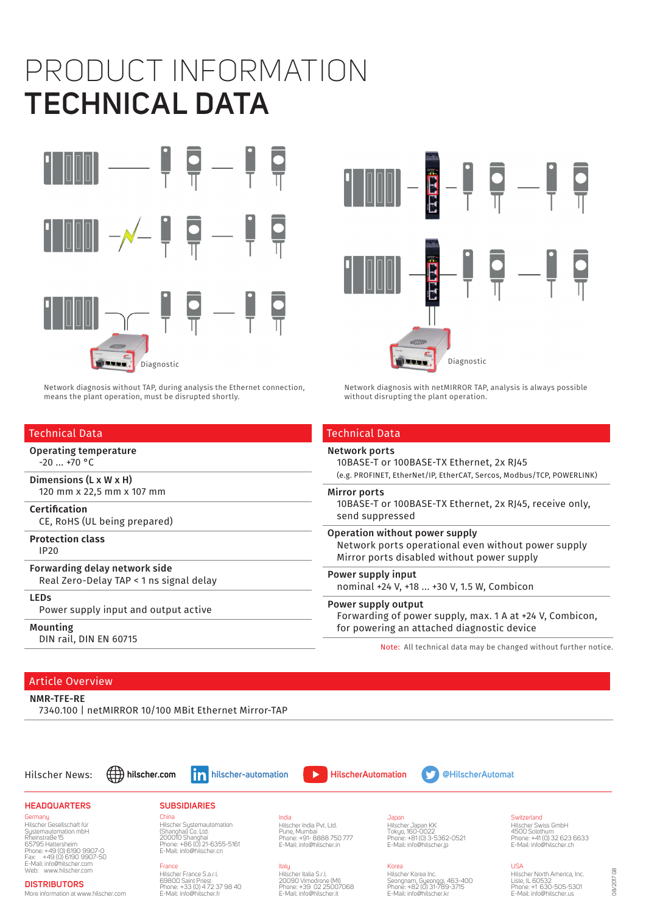# PRODUCT INFORMATION
# TECHNICAL DATA

Diagnostic

Network diagnosis without TAP, during analysis the Ethernet connection, means the plant operation, must be disrupted shortly.

Diagnostic

Network diagnosis with netMIRROR TAP, analysis is always possible without disrupting the plant operation.

## Technical Data

**Operating temperature**
-20 ... +70 °C

**Dimensions (L x W x H)**
120 mm x 22,5 mm x 107 mm

**Certification**
CE, RoHS (UL being prepared)

**Protection class**
IP20

**Forwarding delay network side**
Real Zero-Delay TAP < 1 ns signal delay

**LEDs**
Power supply input and output active

**Mounting**
DIN rail, DIN EN 60715

## Technical Data

**Network ports**
10BASE-T or 100BASE-TX Ethernet, 2x RJ45
(e.g. PROFINET, EtherNet/IP, EtherCAT, Sercos, Modbus/TCP, POWERLINK)

**Mirror ports**
10BASE-T or 100BASE-TX Ethernet, 2x RJ45, receive only, send suppressed

**Operation without power supply**
Network ports operational even without power supply
Mirror ports disabled without power supply

**Power supply input**
nominal +24 V, +18 ... +30 V, 1.5 W, Combicon

**Power supply output**
Forwarding of power supply, max. 1 A at +24 V, Combicon, for powering an attached diagnostic device

Note: All technical data may be changed without further notice.

## Article Overview

**NMR-TFE-RE**
7340.100 | netMIRROR 10/100 MBit Ethernet Mirror-TAP

Hilscher News: hilscher.com | hilscher-automation | HilscherAutomation | @HilscherAutomat

**HEADQUARTERS**

Germany
Hilscher Gesellschaft für Systemautomation mbH
Rheinstraße 15
65795 Hattersheim
Phone: +49 (0) 6190 9907-0
Fax: +49 (0) 6190 9907-50
E-Mail: info@hilscher.com
Web: www.hilscher.com

**DISTRIBUTORS**
More information at www.hilscher.com

**SUBSIDIARIES**

China
Hilscher Systemautomation (Shanghai) Co. Ltd.
200010 Shanghai
Phone: +86 (0) 21-6355-5161
E-Mail: info@hilscher.cn

France
Hilscher France S.a.r.l.
69800 Saint Priest
Phone: +33 (0) 4 72 37 98 40
E-Mail: info@hilscher.fr

India
Hilscher India Pvt. Ltd.
Pune, Mumbai
Phone: +91- 8888 750 777
E-Mail: info@hilscher.in

Italy
Hilscher Italia S.r.l.
20090 Vimodrone (MI)
Phone: +39 02 25007068
E-Mail: info@hilscher.it

Japan
Hilscher Japan KK
Tokyo, 160-0022
Phone: +81 (0) 3-5362-0521
E-Mail: info@hilscher.jp

Korea
Hilscher Korea Inc.
Seongnam, Gyeonggi, 463-400
Phone: +82 (0) 31-789-3715
E-Mail: info@hilscher.kr

Switzerland
Hilscher Swiss GmbH
4500 Solothurn
Phone: +41 (0) 32 623 6633
E-Mail: info@hilscher.ch

USA
Hilscher North America, Inc.
Lisle, IL 60532
Phone: +1 630-505-5301
E-Mail: info@hilscher.us

08/2017 GB